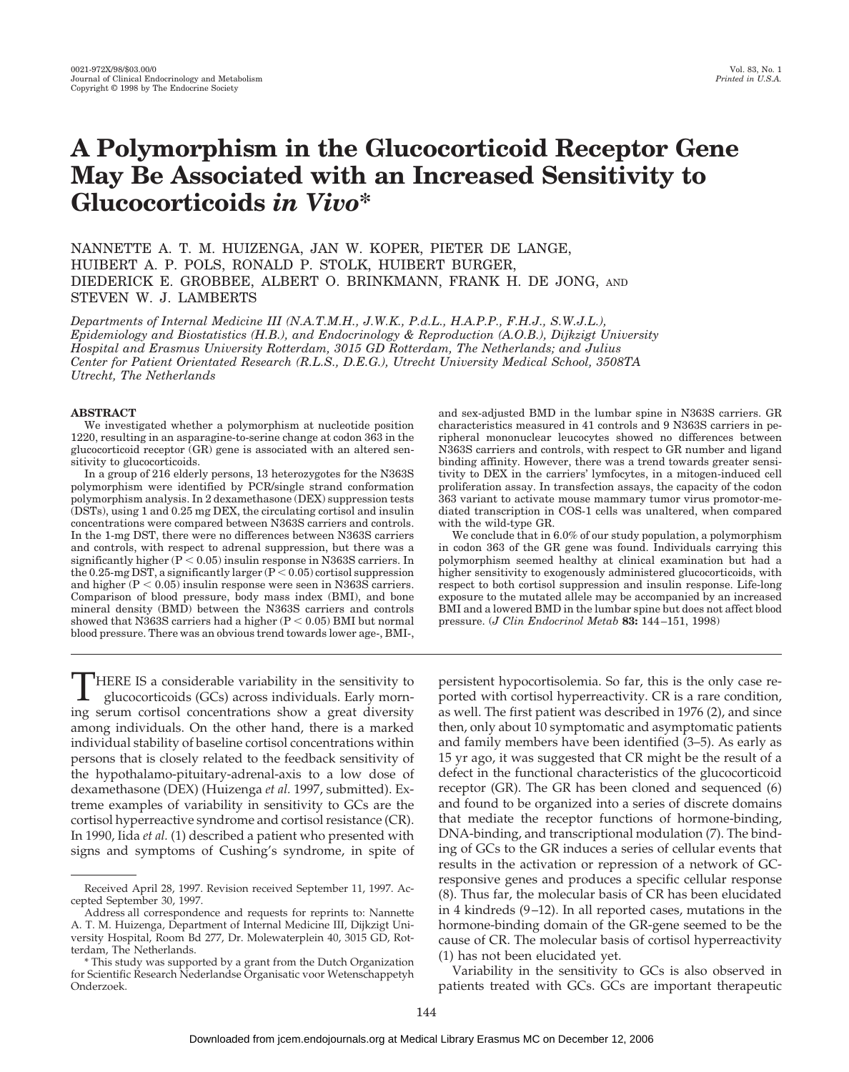# A Polymorphism in the Glucocorticoid Receptor Gene May Be Associated with an Increased Sensitivity to Glucocorticoids *in Vivo**

NANNETTE A. T. M. HUIZENGA, JAN W. KOPER, PIETER DE LANGE, HUIBERT A. P. POLS, RONALD P. STOLK, HUIBERT BURGER, DIEDERICK E. GROBBEE, ALBERT O. BRINKMANN, FRANK H. DE JONG, AND STEVEN W. J. LAMBERTS

*Departments of Internal Medicine III (N.A.T.M.H., J.W.K., P.d.L., H.A.P.P., F.H.J., S.W.J.L.), Epidemiology and Biostatistics (H.B.), and Endocrinology & Reproduction (A.O.B.), Dijkzigt University Hospital and Erasmus University Rotterdam, 3015 GD Rotterdam, The Netherlands; and Julius Center for Patient Orientated Research (R.L.S., D.E.G.), Utrecht University Medical School, 3508TA Utrecht, The Netherlands*

## ABSTRACT

We investigated whether a polymorphism at nucleotide position 1220, resulting in an asparagine-to-serine change at codon 363 in the glucocorticoid receptor (GR) gene is associated with an altered sensitivity to glucocorticoids.

In a group of 216 elderly persons, 13 heterozygotes for the N363S polymorphism were identified by PCR/single strand conformation polymorphism analysis. In 2 dexamethasone (DEX) suppression tests (DSTs), using 1 and 0.25 mg DEX, the circulating cortisol and insulin concentrations were compared between N363S carriers and controls. In the 1-mg DST, there were no differences between N363S carriers and controls, with respect to adrenal suppression, but there was a significantly higher ($P < 0.05$) insulin response in N363S carriers. In the 0.25-mg DST, a significantly larger ($P < 0.05$) cortisol suppression and higher ($P < 0.05$) insulin response were seen in N363S carriers. Comparison of blood pressure, body mass index (BMI), and bone mineral density (BMD) between the N363S carriers and controls showed that N363S carriers had a higher ($P < 0.05$) BMI but normal blood pressure. There was an obvious trend towards lower age-, BMI-, and sex-adjusted BMD in the lumbar spine in N363S carriers. GR characteristics measured in 41 controls and 9 N363S carriers in peripheral mononuclear leucocytes showed no differences between N363S carriers and controls, with respect to GR number and ligand binding affinity. However, there was a trend towards greater sensitivity to DEX in the carriers' lymfocytes, in a mitogen-induced cell proliferation assay. In transfection assays, the capacity of the codon 363 variant to activate mouse mammary tumor virus promotor-mediated transcription in COS-1 cells was unaltered, when compared with the wild-type GR.

We conclude that in 6.0% of our study population, a polymorphism in codon 363 of the GR gene was found. Individuals carrying this polymorphism seemed healthy at clinical examination but had a higher sensitivity to exogenously administered glucocorticoids, with respect to both cortisol suppression and insulin response. Life-long exposure to the mutated allele may be accompanied by an increased BMI and a lowered BMD in the lumbar spine but does not affect blood pressure. (*J Clin Endocrinol Metab* **83:** 144–151, 1998)

THERE IS a considerable variability in the sensitivity to glucocorticoids (GCs) across individuals. Early morning serum cortisol concentrations show a great diversity among individuals. On the other hand, there is a marked individual stability of baseline cortisol concentrations within persons that is closely related to the feedback sensitivity of the hypothalamo-pituitary-adrenal-axis to a low dose of dexamethasone (DEX) (Huizenga *et al.* 1997, submitted). Extreme examples of variability in sensitivity to GCs are the cortisol hyperreactive syndrome and cortisol resistance (CR). In 1990, Iida *et al.* (1) described a patient who presented with signs and symptoms of Cushing's syndrome, in spite of persistent hypocortisolemia. So far, this is the only case reported with cortisol hyperreactivity. CR is a rare condition, as well. The first patient was described in 1976 (2), and since then, only about 10 symptomatic and asymptomatic patients and family members have been identified (3–5). As early as 15 yr ago, it was suggested that CR might be the result of a defect in the functional characteristics of the glucocorticoid receptor (GR). The GR has been cloned and sequenced (6) and found to be organized into a series of discrete domains that mediate the receptor functions of hormone-binding, DNA-binding, and transcriptional modulation (7). The binding of GCs to the GR induces a series of cellular events that results in the activation or repression of a network of GC-responsive genes and produces a specific cellular response (8). Thus far, the molecular basis of CR has been elucidated in 4 kindreds (9–12). In all reported cases, mutations in the hormone-binding domain of the GR-gene seemed to be the cause of CR. The molecular basis of cortisol hyperreactivity (1) has not been elucidated yet.

Variability in the sensitivity to GCs is also observed in patients treated with GCs. GCs are important therapeutic

---

Received April 28, 1997. Revision received September 11, 1997. Accepted September 30, 1997.

Address all correspondence and requests for reprints to: Nannette A. T. M. Huizenga, Department of Internal Medicine III, Dijkzigt University Hospital, Room Bd 277, Dr. Molewaterplein 40, 3015 GD, Rotterdam, The Netherlands.

* This study was supported by a grant from the Dutch Organization for Scientific Research Nederlandse Organisatic voor Wetenschappetyh Onderzoek.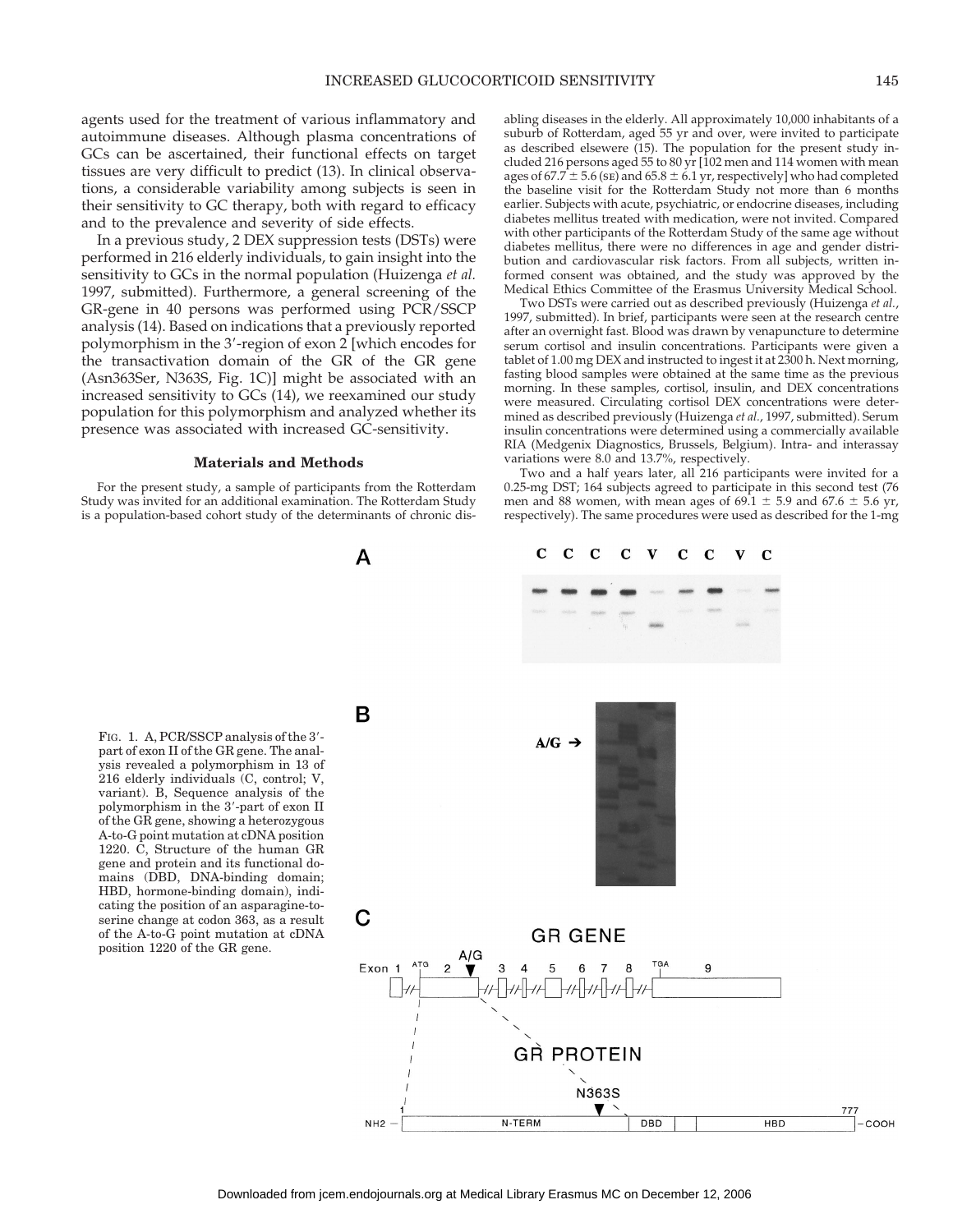agents used for the treatment of various inflammatory and autoimmune diseases. Although plasma concentrations of GCs can be ascertained, their functional effects on target tissues are very difficult to predict (13). In clinical observations, a considerable variability among subjects is seen in their sensitivity to GC therapy, both with regard to efficacy and to the prevalence and severity of side effects.

In a previous study, 2 DEX suppression tests (DSTs) were performed in 216 elderly individuals, to gain insight into the sensitivity to GCs in the normal population (Huizenga *et al.* 1997, submitted). Furthermore, a general screening of the GR-gene in 40 persons was performed using PCR/SSCP analysis (14). Based on indications that a previously reported polymorphism in the 3′-region of exon 2 [which encodes for the transactivation domain of the GR of the GR gene (Asn363Ser, N363S, Fig. 1C)] might be associated with an increased sensitivity to GCs (14), we reexamined our study population for this polymorphism and analyzed whether its presence was associated with increased GC-sensitivity.

## Materials and Methods

For the present study, a sample of participants from the Rotterdam Study was invited for an additional examination. The Rotterdam Study is a population-based cohort study of the determinants of chronic disabling diseases in the elderly. All approximately 10,000 inhabitants of a suburb of Rotterdam, aged 55 yr and over, were invited to participate as described elsewere (15). The population for the present study included 216 persons aged 55 to 80 yr [102 men and 114 women with mean ages of 67.7 ± 5.6 (SE) and 65.8 ± 6.1 yr, respectively] who had completed the baseline visit for the Rotterdam Study not more than 6 months earlier. Subjects with acute, psychiatric, or endocrine diseases, including diabetes mellitus treated with medication, were not invited. Compared with other participants of the Rotterdam Study of the same age without diabetes mellitus, there were no differences in age and gender distribution and cardiovascular risk factors. From all subjects, written informed consent was obtained, and the study was approved by the Medical Ethics Committee of the Erasmus University Medical School.

Two DSTs were carried out as described previously (Huizenga *et al.*, 1997, submitted). In brief, participants were seen at the research centre after an overnight fast. Blood was drawn by venapuncture to determine serum cortisol and insulin concentrations. Participants were given a tablet of 1.00 mg DEX and instructed to ingest it at 2300 h. Next morning, fasting blood samples were obtained at the same time as the previous morning. In these samples, cortisol, insulin, and DEX concentrations were measured. Circulating cortisol DEX concentrations were determined as described previously (Huizenga *et al.*, 1997, submitted). Serum insulin concentrations were determined using a commercially available RIA (Medgenix Diagnostics, Brussels, Belgium). Intra- and interassay variations were 8.0 and 13.7%, respectively.

Two and a half years later, all 216 participants were invited for a 0.25-mg DST; 164 subjects agreed to participate in this second test (76 men and 88 women, with mean ages of 69.1 ± 5.9 and 67.6 ± 5.6 yr, respectively). The same procedures were used as described for the 1-mg

FIG. 1. A, PCR/SSCP analysis of the 3′-part of exon II of the GR gene. The analysis revealed a polymorphism in 13 of 216 elderly individuals (C, control; V, variant). B, Sequence analysis of the polymorphism in the 3′-part of exon II of the GR gene, showing a heterozygous A-to-G point mutation at cDNA position 1220. C, Structure of the human GR gene and protein and its functional domains (DBD, DNA-binding domain; HBD, hormone-binding domain), indicating the position of an asparagine-to-serine change at codon 363, as a result of the A-to-G point mutation at cDNA position 1220 of the GR gene.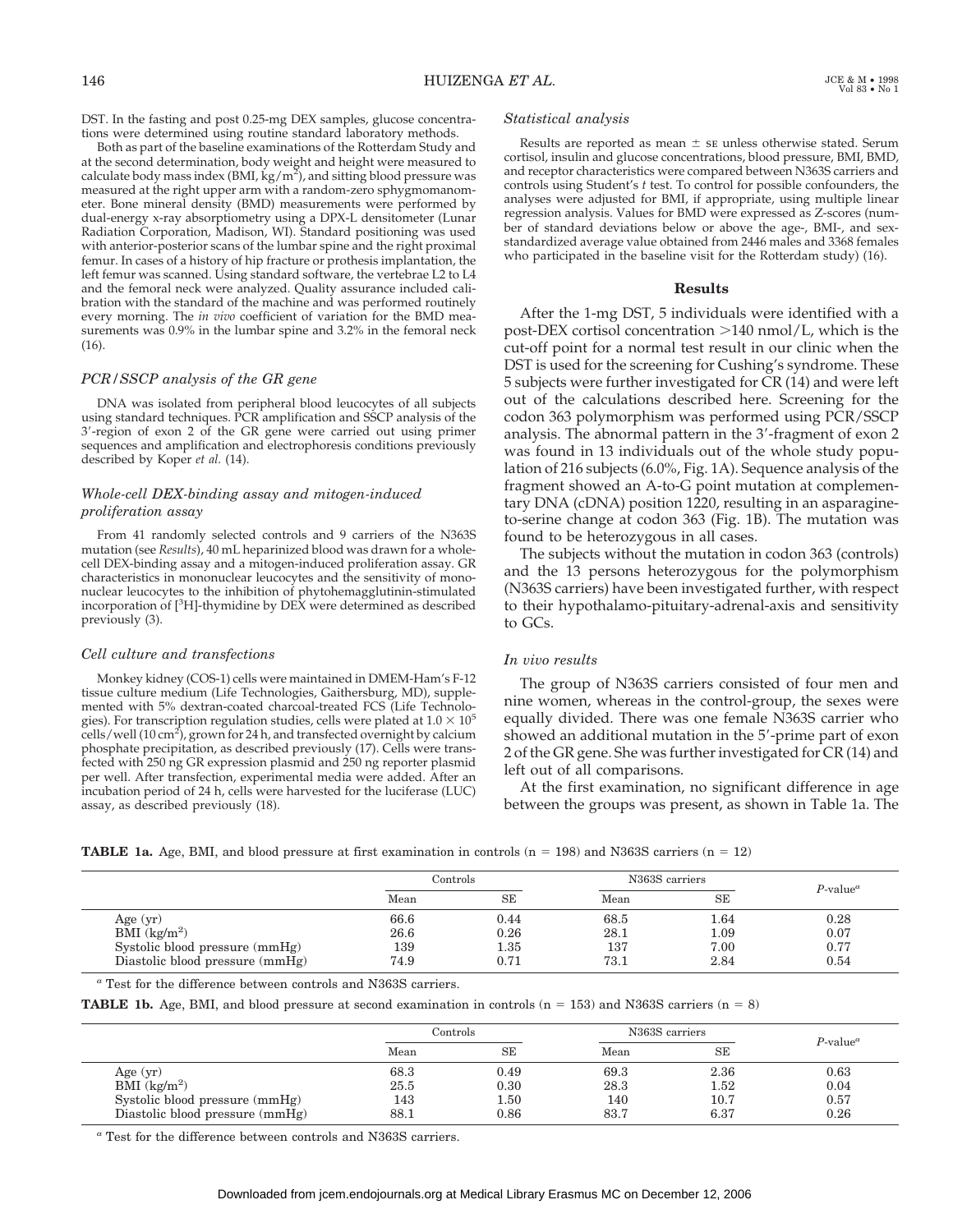DST. In the fasting and post 0.25-mg DEX samples, glucose concentrations were determined using routine standard laboratory methods.

Both as part of the baseline examinations of the Rotterdam Study and at the second determination, body weight and height were measured to calculate body mass index (BMI, $kg/m^2$), and sitting blood pressure was measured at the right upper arm with a random-zero sphygmomanometer. Bone mineral density (BMD) measurements were performed by dual-energy x-ray absorptiometry using a DPX-L densitometer (Lunar Radiation Corporation, Madison, WI). Standard positioning was used with anterior-posterior scans of the lumbar spine and the right proximal femur. In cases of a history of hip fracture or prothesis implantation, the left femur was scanned. Using standard software, the vertebrae L2 to L4 and the femoral neck were analyzed. Quality assurance included calibration with the standard of the machine and was performed routinely every morning. The *in vivo* coefficient of variation for the BMD measurements was 0.9% in the lumbar spine and 3.2% in the femoral neck (16).

### *PCR/SSCP analysis of the GR gene*

DNA was isolated from peripheral blood leucocytes of all subjects using standard techniques. PCR amplification and SSCP analysis of the 3′-region of exon 2 of the GR gene were carried out using primer sequences and amplification and electrophoresis conditions previously described by Koper *et al.* (14).

### *Whole-cell DEX-binding assay and mitogen-induced proliferation assay*

From 41 randomly selected controls and 9 carriers of the N363S mutation (see *Results*), 40 mL heparinized blood was drawn for a whole-cell DEX-binding assay and a mitogen-induced proliferation assay. GR characteristics in mononuclear leucocytes and the sensitivity of mononuclear leucocytes to the inhibition of phytohemagglutinin-stimulated incorporation of [$^3$H]-thymidine by DEX were determined as described previously (3).

### *Cell culture and transfections*

Monkey kidney (COS-1) cells were maintained in DMEM-Ham's F-12 tissue culture medium (Life Technologies, Gaithersburg, MD), supplemented with 5% dextran-coated charcoal-treated FCS (Life Technologies). For transcription regulation studies, cells were plated at $1.0 \times 10^5$ cells/well (10 $cm^2$), grown for 24 h, and transfected overnight by calcium phosphate precipitation, as described previously (17). Cells were transfected with 250 ng GR expression plasmid and 250 ng reporter plasmid per well. After transfection, experimental media were added. After an incubation period of 24 h, cells were harvested for the luciferase (LUC) assay, as described previously (18).

### *Statistical analysis*

Results are reported as mean ± SE unless otherwise stated. Serum cortisol, insulin and glucose concentrations, blood pressure, BMI, BMD, and receptor characteristics were compared between N363S carriers and controls using Student's *t* test. To control for possible confounders, the analyses were adjusted for BMI, if appropriate, using multiple linear regression analysis. Values for BMD were expressed as Z-scores (number of standard deviations below or above the age-, BMI-, and sex-standardized average value obtained from 2446 males and 3368 females who participated in the baseline visit for the Rotterdam study) (16).

## Results

After the 1-mg DST, 5 individuals were identified with a post-DEX cortisol concentration >140 nmol/L, which is the cut-off point for a normal test result in our clinic when the DST is used for the screening for Cushing's syndrome. These 5 subjects were further investigated for CR (14) and were left out of the calculations described here. Screening for the codon 363 polymorphism was performed using PCR/SSCP analysis. The abnormal pattern in the 3′-fragment of exon 2 was found in 13 individuals out of the whole study population of 216 subjects (6.0%, Fig. 1A). Sequence analysis of the fragment showed an A-to-G point mutation at complementary DNA (cDNA) position 1220, resulting in an asparagine-to-serine change at codon 363 (Fig. 1B). The mutation was found to be heterozygous in all cases.

The subjects without the mutation in codon 363 (controls) and the 13 persons heterozygous for the polymorphism (N363S carriers) have been investigated further, with respect to their hypothalamo-pituitary-adrenal-axis and sensitivity to GCs.

### *In vivo results*

The group of N363S carriers consisted of four men and nine women, whereas in the control-group, the sexes were equally divided. There was one female N363S carrier who showed an additional mutation in the 5′-prime part of exon 2 of the GR gene. She was further investigated for CR (14) and left out of all comparisons.

At the first examination, no significant difference in age between the groups was present, as shown in Table 1a. The

**TABLE 1a.** Age, BMI, and blood pressure at first examination in controls (n = 198) and N363S carriers (n = 12)

| | Controls | | N363S carriers | | *P*-value[a] |
|---|---|---|---|---|---|
| | Mean | SE | Mean | SE | |
| Age (yr) | 66.6 | 0.44 | 68.5 | 1.64 | 0.28 |
| BMI ($kg/m^2$) | 26.6 | 0.26 | 28.1 | 1.09 | 0.07 |
| Systolic blood pressure (mmHg) | 139 | 1.35 | 137 | 7.00 | 0.77 |
| Diastolic blood pressure (mmHg) | 74.9 | 0.71 | 73.1 | 2.84 | 0.54 |

[a] Test for the difference between controls and N363S carriers.

**TABLE 1b.** Age, BMI, and blood pressure at second examination in controls (n = 153) and N363S carriers (n = 8)

| | Controls | | N363S carriers | | *P*-value[a] |
|---|---|---|---|---|---|
| | Mean | SE | Mean | SE | |
| Age (yr) | 68.3 | 0.49 | 69.3 | 2.36 | 0.63 |
| BMI ($kg/m^2$) | 25.5 | 0.30 | 28.3 | 1.52 | 0.04 |
| Systolic blood pressure (mmHg) | 143 | 1.50 | 140 | 10.7 | 0.57 |
| Diastolic blood pressure (mmHg) | 88.1 | 0.86 | 83.7 | 6.37 | 0.26 |

[a] Test for the difference between controls and N363S carriers.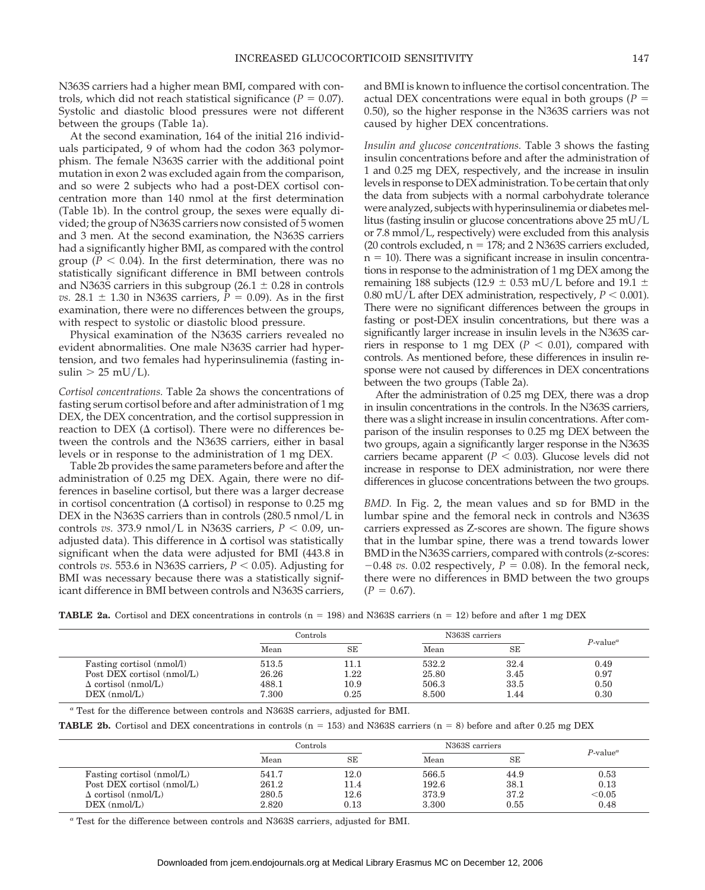N363S carriers had a higher mean BMI, compared with controls, which did not reach statistical significance ($P = 0.07$). Systolic and diastolic blood pressures were not different between the groups (Table 1a).

At the second examination, 164 of the initial 216 individuals participated, 9 of whom had the codon 363 polymorphism. The female N363S carrier with the additional point mutation in exon 2 was excluded again from the comparison, and so were 2 subjects who had a post-DEX cortisol concentration more than 140 nmol at the first determination (Table 1b). In the control group, the sexes were equally divided; the group of N363S carriers now consisted of 5 women and 3 men. At the second examination, the N363S carriers had a significantly higher BMI, as compared with the control group ($P < 0.04$). In the first determination, there was no statistically significant difference in BMI between controls and N363S carriers in this subgroup (26.1 ± 0.28 in controls *vs.* 28.1 ± 1.30 in N363S carriers, $P = 0.09$). As in the first examination, there were no differences between the groups, with respect to systolic or diastolic blood pressure.

Physical examination of the N363S carriers revealed no evident abnormalities. One male N363S carrier had hypertension, and two females had hyperinsulinemia (fasting insulin > 25 mU/L).

*Cortisol concentrations.* Table 2a shows the concentrations of fasting serum cortisol before and after administration of 1 mg DEX, the DEX concentration, and the cortisol suppression in reaction to DEX (Δ cortisol). There were no differences between the controls and the N363S carriers, either in basal levels or in response to the administration of 1 mg DEX.

Table 2b provides the same parameters before and after the administration of 0.25 mg DEX. Again, there were no differences in baseline cortisol, but there was a larger decrease in cortisol concentration (Δ cortisol) in response to 0.25 mg DEX in the N363S carriers than in controls (280.5 nmol/L in controls *vs.* 373.9 nmol/L in N363S carriers, $P < 0.09$, unadjusted data). This difference in Δ cortisol was statistically significant when the data were adjusted for BMI (443.8 in controls *vs.* 553.6 in N363S carriers, $P < 0.05$). Adjusting for BMI was necessary because there was a statistically significant difference in BMI between controls and N363S carriers, and BMI is known to influence the cortisol concentration. The actual DEX concentrations were equal in both groups ($P = 0.50$), so the higher response in the N363S carriers was not caused by higher DEX concentrations.

*Insulin and glucose concentrations.* Table 3 shows the fasting insulin concentrations before and after the administration of 1 and 0.25 mg DEX, respectively, and the increase in insulin levels in response to DEX administration. To be certain that only the data from subjects with a normal carbohydrate tolerance were analyzed, subjects with hyperinsulinemia or diabetes mellitus (fasting insulin or glucose concentrations above 25 mU/L or 7.8 mmol/L, respectively) were excluded from this analysis (20 controls excluded, n = 178; and 2 N363S carriers excluded, n = 10). There was a significant increase in insulin concentrations in response to the administration of 1 mg DEX among the remaining 188 subjects (12.9 ± 0.53 mU/L before and 19.1 ± 0.80 mU/L after DEX administration, respectively, $P < 0.001$). There were no significant differences between the groups in fasting or post-DEX insulin concentrations, but there was a significantly larger increase in insulin levels in the N363S carriers in response to 1 mg DEX ($P < 0.01$), compared with controls. As mentioned before, these differences in insulin response were not caused by differences in DEX concentrations between the two groups (Table 2a).

After the administration of 0.25 mg DEX, there was a drop in insulin concentrations in the controls. In the N363S carriers, there was a slight increase in insulin concentrations. After comparison of the insulin responses to 0.25 mg DEX between the two groups, again a significantly larger response in the N363S carriers became apparent ($P < 0.03$). Glucose levels did not increase in response to DEX administration, nor were there differences in glucose concentrations between the two groups.

*BMD.* In Fig. 2, the mean values and SD for BMD in the lumbar spine and the femoral neck in controls and N363S carriers expressed as Z-scores are shown. The figure shows that in the lumbar spine, there was a trend towards lower BMD in the N363S carriers, compared with controls (z-scores: −0.48 *vs.* 0.02 respectively, $P = 0.08$). In the femoral neck, there were no differences in BMD between the two groups ($P = 0.67$).

**TABLE 2a.** Cortisol and DEX concentrations in controls (n = 198) and N363S carriers (n = 12) before and after 1 mg DEX

| | Controls | | N363S carriers | | $P$-value[a] |
|---|---|---|---|---|---|
| | Mean | SE | Mean | SE | |
| Fasting cortisol (nmol/l) | 513.5 | 11.1 | 532.2 | 32.4 | 0.49 |
| Post DEX cortisol (nmol/L) | 26.26 | 1.22 | 25.80 | 3.45 | 0.97 |
| Δ cortisol (nmol/L) | 488.1 | 10.9 | 506.3 | 33.5 | 0.50 |
| DEX (nmol/L) | 7.300 | 0.25 | 8.500 | 1.44 | 0.30 |

[a] Test for the difference between controls and N363S carriers, adjusted for BMI.

**TABLE 2b.** Cortisol and DEX concentrations in controls (n = 153) and N363S carriers (n = 8) before and after 0.25 mg DEX

| | Controls | | N363S carriers | | $P$-value[a] |
|---|---|---|---|---|---|
| | Mean | SE | Mean | SE | |
| Fasting cortisol (nmol/L) | 541.7 | 12.0 | 566.5 | 44.9 | 0.53 |
| Post DEX cortisol (nmol/L) | 261.2 | 11.4 | 192.6 | 38.1 | 0.13 |
| Δ cortisol (nmol/L) | 280.5 | 12.6 | 373.9 | 37.2 | <0.05 |
| DEX (nmol/L) | 2.820 | 0.13 | 3.300 | 0.55 | 0.48 |

[a] Test for the difference between controls and N363S carriers, adjusted for BMI.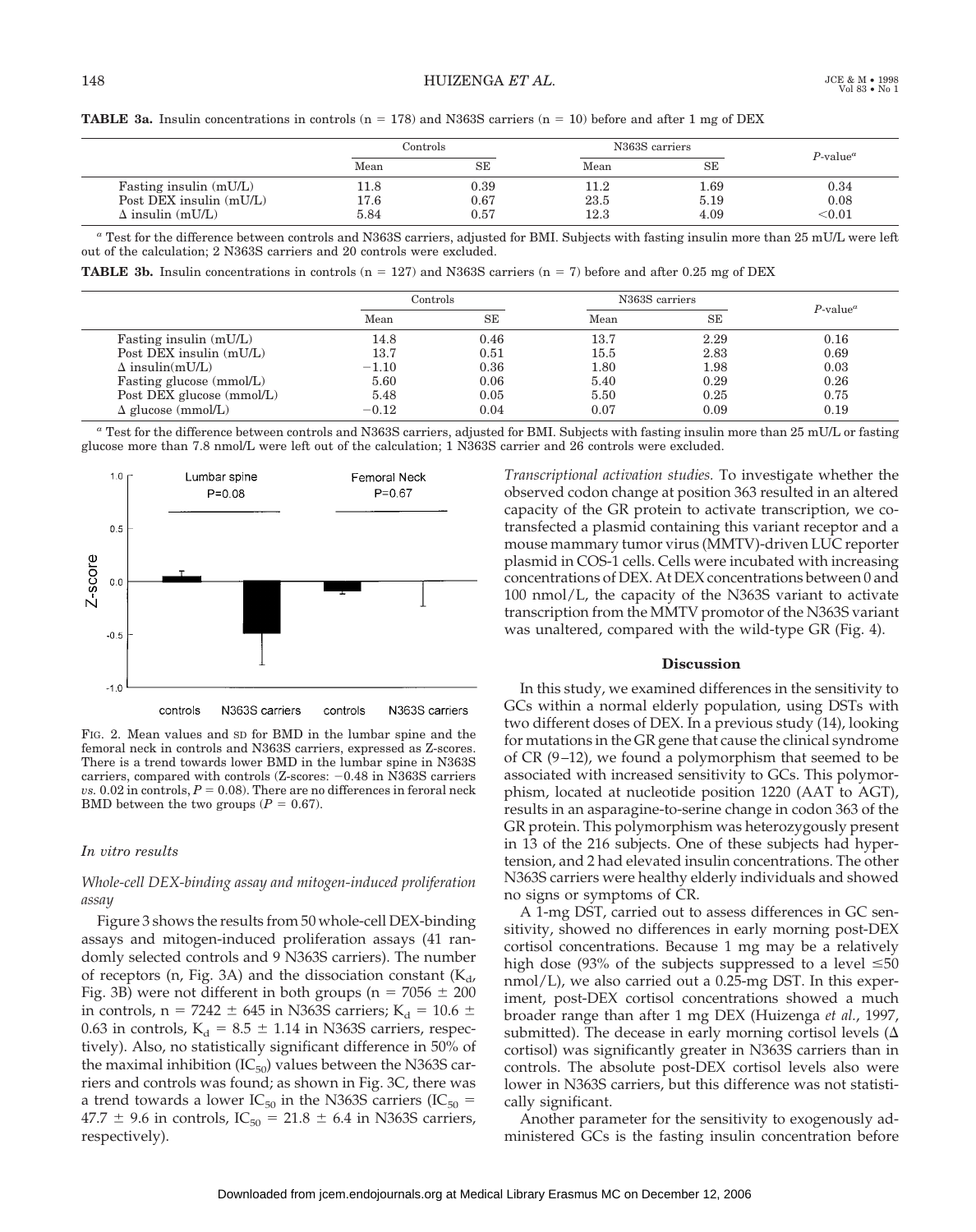**TABLE 3a.** Insulin concentrations in controls (n = 178) and N363S carriers (n = 10) before and after 1 mg of DEX

| | Controls | | N363S carriers | | *P*-value[a] |
|---|---|---|---|---|---|
| | Mean | SE | Mean | SE | |
| Fasting insulin (mU/L) | 11.8 | 0.39 | 11.2 | 1.69 | 0.34 |
| Post DEX insulin (mU/L) | 17.6 | 0.67 | 23.5 | 5.19 | 0.08 |
| Δ insulin (mU/L) | 5.84 | 0.57 | 12.3 | 4.09 | <0.01 |

[a] Test for the difference between controls and N363S carriers, adjusted for BMI. Subjects with fasting insulin more than 25 mU/L were left out of the calculation; 2 N363S carriers and 20 controls were excluded.

**TABLE 3b.** Insulin concentrations in controls (n = 127) and N363S carriers (n = 7) before and after 0.25 mg of DEX

| | Controls | | N363S carriers | | *P*-value[a] |
|---|---|---|---|---|---|
| | Mean | SE | Mean | SE | |
| Fasting insulin (mU/L) | 14.8 | 0.46 | 13.7 | 2.29 | 0.16 |
| Post DEX insulin (mU/L) | 13.7 | 0.51 | 15.5 | 2.83 | 0.69 |
| Δ insulin(mU/L) | −1.10 | 0.36 | 1.80 | 1.98 | 0.03 |
| Fasting glucose (mmol/L) | 5.60 | 0.06 | 5.40 | 0.29 | 0.26 |
| Post DEX glucose (mmol/L) | 5.48 | 0.05 | 5.50 | 0.25 | 0.75 |
| Δ glucose (mmol/L) | −0.12 | 0.04 | 0.07 | 0.09 | 0.19 |

[a] Test for the difference between controls and N363S carriers, adjusted for BMI. Subjects with fasting insulin more than 25 mU/L or fasting glucose more than 7.8 nmol/L were left out of the calculation; 1 N363S carrier and 26 controls were excluded.

FIG. 2. Mean values and SD for BMD in the lumbar spine and the femoral neck in controls and N363S carriers, expressed as Z-scores. There is a trend towards lower BMD in the lumbar spine in N363S carriers, compared with controls (Z-scores: −0.48 in N363S carriers *vs.* 0.02 in controls, $P = 0.08$). There are no differences in feroral neck BMD between the two groups ($P = 0.67$).

### *In vitro results*

#### *Whole-cell DEX-binding assay and mitogen-induced proliferation assay*

Figure 3 shows the results from 50 whole-cell DEX-binding assays and mitogen-induced proliferation assays (41 randomly selected controls and 9 N363S carriers). The number of receptors (n, Fig. 3A) and the dissociation constant ($K_d$, Fig. 3B) were not different in both groups (n = 7056 ± 200 in controls, n = 7242 ± 645 in N363S carriers; $K_d$ = 10.6 ± 0.63 in controls, $K_d$ = 8.5 ± 1.14 in N363S carriers, respectively). Also, no statistically significant difference in 50% of the maximal inhibition ($IC_{50}$) values between the N363S carriers and controls was found; as shown in Fig. 3C, there was a trend towards a lower $IC_{50}$ in the N363S carriers ($IC_{50}$ = 47.7 ± 9.6 in controls, $IC_{50}$ = 21.8 ± 6.4 in N363S carriers, respectively).

*Transcriptional activation studies.* To investigate whether the observed codon change at position 363 resulted in an altered capacity of the GR protein to activate transcription, we cotransfected a plasmid containing this variant receptor and a mouse mammary tumor virus (MMTV)-driven LUC reporter plasmid in COS-1 cells. Cells were incubated with increasing concentrations of DEX. At DEX concentrations between 0 and 100 nmol/L, the capacity of the N363S variant to activate transcription from the MMTV promotor of the N363S variant was unaltered, compared with the wild-type GR (Fig. 4).

## Discussion

In this study, we examined differences in the sensitivity to GCs within a normal elderly population, using DSTs with two different doses of DEX. In a previous study (14), looking for mutations in the GR gene that cause the clinical syndrome of CR (9–12), we found a polymorphism that seemed to be associated with increased sensitivity to GCs. This polymorphism, located at nucleotide position 1220 (AAT to AGT), results in an asparagine-to-serine change in codon 363 of the GR protein. This polymorphism was heterozygously present in 13 of the 216 subjects. One of these subjects had hypertension, and 2 had elevated insulin concentrations. The other N363S carriers were healthy elderly individuals and showed no signs or symptoms of CR.

A 1-mg DST, carried out to assess differences in GC sensitivity, showed no differences in early morning post-DEX cortisol concentrations. Because 1 mg may be a relatively high dose (93% of the subjects suppressed to a level ≤50 nmol/L), we also carried out a 0.25-mg DST. In this experiment, post-DEX cortisol concentrations showed a much broader range than after 1 mg DEX (Huizenga *et al.*, 1997, submitted). The decease in early morning cortisol levels (Δ cortisol) was significantly greater in N363S carriers than in controls. The absolute post-DEX cortisol levels also were lower in N363S carriers, but this difference was not statistically significant.

Another parameter for the sensitivity to exogenously administered GCs is the fasting insulin concentration before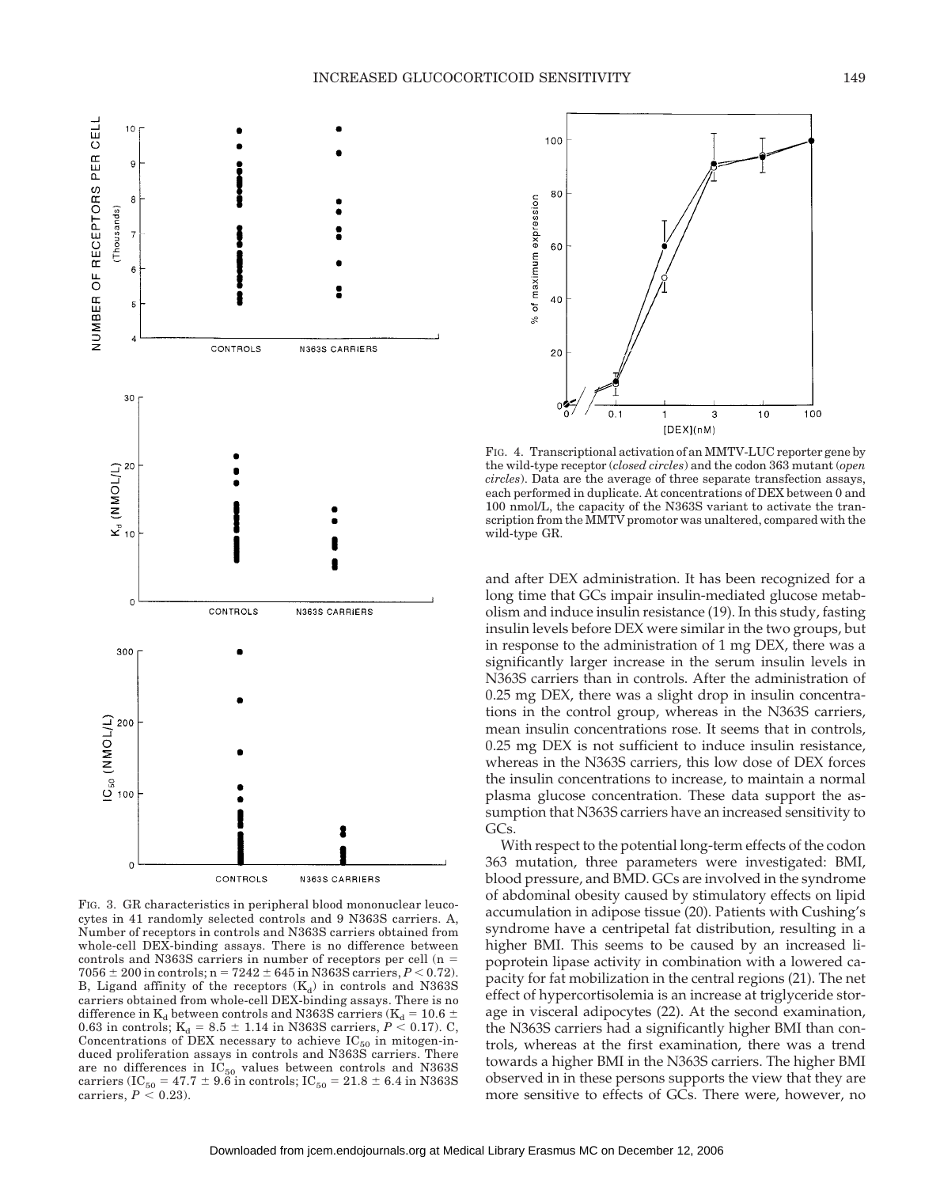FIG. 3. GR characteristics in peripheral blood mononuclear leucocytes in 41 randomly selected controls and 9 N363S carriers. A, Number of receptors in controls and N363S carriers obtained from whole-cell DEX-binding assays. There is no difference between controls and N363S carriers in number of receptors per cell (n = 7056 ± 200 in controls; n = 7242 ± 645 in N363S carriers, $P < 0.72$). B, Ligand affinity of the receptors ($K_d$) in controls and N363S carriers obtained from whole-cell DEX-binding assays. There is no difference in $K_d$ between controls and N363S carriers ($K_d = 10.6 \pm 0.63$ in controls; $K_d = 8.5 \pm 1.14$ in N363S carriers, $P < 0.17$). C, Concentrations of DEX necessary to achieve $IC_{50}$ in mitogen-induced proliferation assays in controls and N363S carriers. There are no differences in $IC_{50}$ values between controls and N363S carriers ($IC_{50} = 47.7 \pm 9.6$ in controls; $IC_{50} = 21.8 \pm 6.4$ in N363S carriers, $P < 0.23$).

FIG. 4. Transcriptional activation of an MMTV-LUC reporter gene by the wild-type receptor (*closed circles*) and the codon 363 mutant (*open circles*). Data are the average of three separate transfection assays, each performed in duplicate. At concentrations of DEX between 0 and 100 nmol/L, the capacity of the N363S variant to activate the transcription from the MMTV promotor was unaltered, compared with the wild-type GR.

and after DEX administration. It has been recognized for a long time that GCs impair insulin-mediated glucose metabolism and induce insulin resistance (19). In this study, fasting insulin levels before DEX were similar in the two groups, but in response to the administration of 1 mg DEX, there was a significantly larger increase in the serum insulin levels in N363S carriers than in controls. After the administration of 0.25 mg DEX, there was a slight drop in insulin concentrations in the control group, whereas in the N363S carriers, mean insulin concentrations rose. It seems that in controls, 0.25 mg DEX is not sufficient to induce insulin resistance, whereas in the N363S carriers, this low dose of DEX forces the insulin concentrations to increase, to maintain a normal plasma glucose concentration. These data support the assumption that N363S carriers have an increased sensitivity to GCs.

With respect to the potential long-term effects of the codon 363 mutation, three parameters were investigated: BMI, blood pressure, and BMD. GCs are involved in the syndrome of abdominal obesity caused by stimulatory effects on lipid accumulation in adipose tissue (20). Patients with Cushing's syndrome have a centripetal fat distribution, resulting in a higher BMI. This seems to be caused by an increased lipoprotein lipase activity in combination with a lowered capacity for fat mobilization in the central regions (21). The net effect of hypercortisolemia is an increase at triglyceride storage in visceral adipocytes (22). At the second examination, the N363S carriers had a significantly higher BMI than controls, whereas at the first examination, there was a trend towards a higher BMI in the N363S carriers. The higher BMI observed in in these persons supports the view that they are more sensitive to effects of GCs. There were, however, no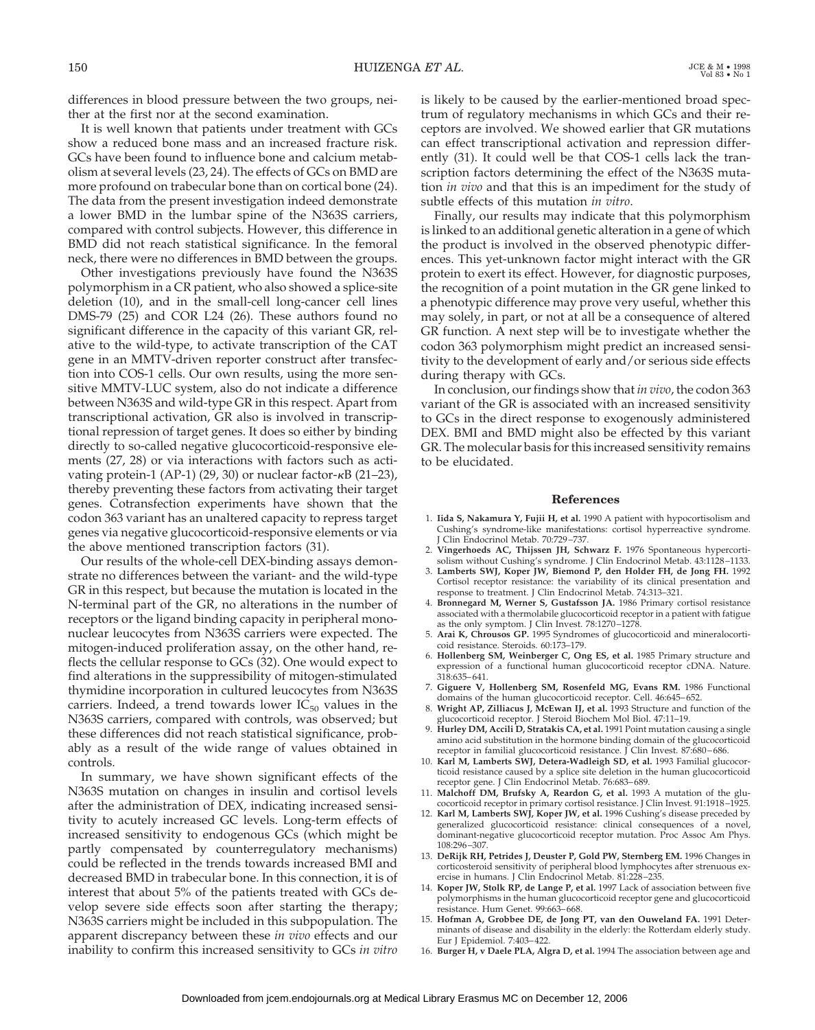differences in blood pressure between the two groups, neither at the first nor at the second examination.

It is well known that patients under treatment with GCs show a reduced bone mass and an increased fracture risk. GCs have been found to influence bone and calcium metabolism at several levels (23, 24). The effects of GCs on BMD are more profound on trabecular bone than on cortical bone (24). The data from the present investigation indeed demonstrate a lower BMD in the lumbar spine of the N363S carriers, compared with control subjects. However, this difference in BMD did not reach statistical significance. In the femoral neck, there were no differences in BMD between the groups.

Other investigations previously have found the N363S polymorphism in a CR patient, who also showed a splice-site deletion (10), and in the small-cell long-cancer cell lines DMS-79 (25) and COR L24 (26). These authors found no significant difference in the capacity of this variant GR, relative to the wild-type, to activate transcription of the CAT gene in an MMTV-driven reporter construct after transfection into COS-1 cells. Our own results, using the more sensitive MMTV-LUC system, also do not indicate a difference between N363S and wild-type GR in this respect. Apart from transcriptional activation, GR also is involved in transcriptional repression of target genes. It does so either by binding directly to so-called negative glucocorticoid-responsive elements (27, 28) or via interactions with factors such as activating protein-1 (AP-1) (29, 30) or nuclear factor-$\kappa$B (21–23), thereby preventing these factors from activating their target genes. Cotransfection experiments have shown that the codon 363 variant has an unaltered capacity to repress target genes via negative glucocorticoid-responsive elements or via the above mentioned transcription factors (31).

Our results of the whole-cell DEX-binding assays demonstrate no differences between the variant- and the wild-type GR in this respect, but because the mutation is located in the N-terminal part of the GR, no alterations in the number of receptors or the ligand binding capacity in peripheral mononuclear leucocytes from N363S carriers were expected. The mitogen-induced proliferation assay, on the other hand, reflects the cellular response to GCs (32). One would expect to find alterations in the suppressibility of mitogen-stimulated thymidine incorporation in cultured leucocytes from N363S carriers. Indeed, a trend towards lower $IC_{50}$ values in the N363S carriers, compared with controls, was observed; but these differences did not reach statistical significance, probably as a result of the wide range of values obtained in controls.

In summary, we have shown significant effects of the N363S mutation on changes in insulin and cortisol levels after the administration of DEX, indicating increased sensitivity to acutely increased GC levels. Long-term effects of increased sensitivity to endogenous GCs (which might be partly compensated by counterregulatory mechanisms) could be reflected in the trends towards increased BMI and decreased BMD in trabecular bone. In this connection, it is of interest that about 5% of the patients treated with GCs develop severe side effects soon after starting the therapy; N363S carriers might be included in this subpopulation. The apparent discrepancy between these *in vivo* effects and our inability to confirm this increased sensitivity to GCs *in vitro* is likely to be caused by the earlier-mentioned broad spectrum of regulatory mechanisms in which GCs and their receptors are involved. We showed earlier that GR mutations can effect transcriptional activation and repression differently (31). It could well be that COS-1 cells lack the transcription factors determining the effect of the N363S mutation *in vivo* and that this is an impediment for the study of subtle effects of this mutation *in vitro*.

Finally, our results may indicate that this polymorphism is linked to an additional genetic alteration in a gene of which the product is involved in the observed phenotypic differences. This yet-unknown factor might interact with the GR protein to exert its effect. However, for diagnostic purposes, the recognition of a point mutation in the GR gene linked to a phenotypic difference may prove very useful, whether this may solely, in part, or not at all be a consequence of altered GR function. A next step will be to investigate whether the codon 363 polymorphism might predict an increased sensitivity to the development of early and/or serious side effects during therapy with GCs.

In conclusion, our findings show that *in vivo*, the codon 363 variant of the GR is associated with an increased sensitivity to GCs in the direct response to exogenously administered DEX. BMI and BMD might also be effected by this variant GR. The molecular basis for this increased sensitivity remains to be elucidated.

## References

1. **Iida S, Nakamura Y, Fujii H, et al.** 1990 A patient with hypocortisolism and Cushing's syndrome-like manifestations: cortisol hyperreactive syndrome. J Clin Endocrinol Metab. 70:729–737.
2. **Vingerhoeds AC, Thijssen JH, Schwarz F.** 1976 Spontaneous hypercortisolism without Cushing's syndrome. J Clin Endocrinol Metab. 43:1128–1133.
3. **Lamberts SWJ, Koper JW, Biemond P, den Holder FH, de Jong FH.** 1992 Cortisol receptor resistance: the variability of its clinical presentation and response to treatment. J Clin Endocrinol Metab. 74:313–321.
4. **Bronnegard M, Werner S, Gustafsson JA.** 1986 Primary cortisol resistance associated with a thermolabile glucocorticoid receptor in a patient with fatigue as the only symptom. J Clin Invest. 78:1270–1278.
5. **Arai K, Chrousos GP.** 1995 Syndromes of glucocorticoid and mineralocorticoid resistance. Steroids. 60:173–179.
6. **Hollenberg SM, Weinberger C, Ong ES, et al.** 1985 Primary structure and expression of a functional human glucocorticoid receptor cDNA. Nature. 318:635–641.
7. **Giguere V, Hollenberg SM, Rosenfeld MG, Evans RM.** 1986 Functional domains of the human glucocorticoid receptor. Cell. 46:645–652.
8. **Wright AP, Zilliacus J, McEwan IJ, et al.** 1993 Structure and function of the glucocorticoid receptor. J Steroid Biochem Mol Biol. 47:11–19.
9. **Hurley DM, Accili D, Stratakis CA, et al.** 1991 Point mutation causing a single amino acid substitution in the hormone binding domain of the glucocorticoid receptor in familial glucocorticoid resistance. J Clin Invest. 87:680–686.
10. **Karl M, Lamberts SWJ, Detera-Wadleigh SD, et al.** 1993 Familial glucocorticoid resistance caused by a splice site deletion in the human glucocorticoid receptor gene. J Clin Endocrinol Metab. 76:683–689.
11. **Malchoff DM, Brufsky A, Reardon G, et al.** 1993 A mutation of the glucocorticoid receptor in primary cortisol resistance. J Clin Invest. 91:1918–1925.
12. **Karl M, Lamberts SWJ, Koper JW, et al.** 1996 Cushing's disease preceded by generalized glucocorticoid resistance: clinical consequences of a novel, dominant-negative glucocorticoid receptor mutation. Proc Assoc Am Phys. 108:296–307.
13. **DeRijk RH, Petrides J, Deuster P, Gold PW, Sternberg EM.** 1996 Changes in corticosteroid sensitivity of peripheral blood lymphocytes after strenuous exercise in humans. J Clin Endocrinol Metab. 81:228–235.
14. **Koper JW, Stolk RP, de Lange P, et al.** 1997 Lack of association between five polymorphisms in the human glucocorticoid receptor gene and glucocorticoid resistance. Hum Genet. 99:663–668.
15. **Hofman A, Grobbee DE, de Jong PT, van den Ouweland FA.** 1991 Determinants of disease and disability in the elderly: the Rotterdam elderly study. Eur J Epidemiol. 7:403–422.
16. **Burger H, v Daele PLA, Algra D, et al.** 1994 The association between age and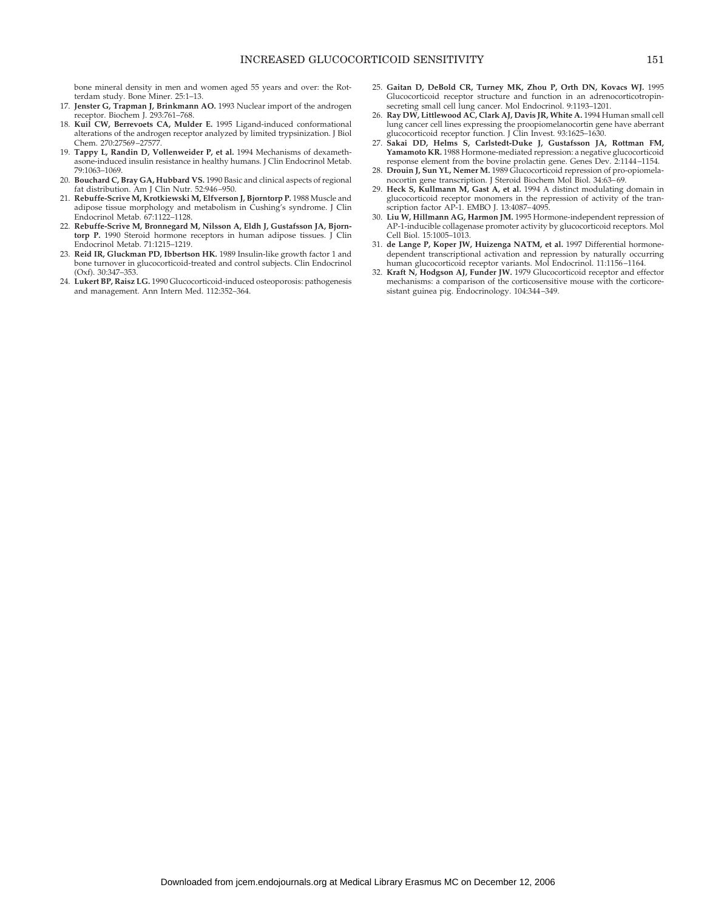bone mineral density in men and women aged 55 years and over: the Rotterdam study. Bone Miner. 25:1–13.

17. **Jenster G, Trapman J, Brinkmann AO.** 1993 Nuclear import of the androgen receptor. Biochem J. 293:761–768.
18. **Kuil CW, Berrevoets CA, Mulder E.** 1995 Ligand-induced conformational alterations of the androgen receptor analyzed by limited trypsinization. J Biol Chem. 270:27569–27577.
19. **Tappy L, Randin D, Vollenweider P, et al.** 1994 Mechanisms of dexamethasone-induced insulin resistance in healthy humans. J Clin Endocrinol Metab. 79:1063–1069.
20. **Bouchard C, Bray GA, Hubbard VS.** 1990 Basic and clinical aspects of regional fat distribution. Am J Clin Nutr. 52:946–950.
21. **Rebuffe-Scrive M, Krotkiewski M, Elfverson J, Bjorntorp P.** 1988 Muscle and adipose tissue morphology and metabolism in Cushing's syndrome. J Clin Endocrinol Metab. 67:1122–1128.
22. **Rebuffe-Scrive M, Bronnegard M, Nilsson A, Eldh J, Gustafsson JA, Bjorntorp P.** 1990 Steroid hormone receptors in human adipose tissues. J Clin Endocrinol Metab. 71:1215–1219.
23. **Reid IR, Gluckman PD, Ibbertson HK.** 1989 Insulin-like growth factor 1 and bone turnover in glucocorticoid-treated and control subjects. Clin Endocrinol (Oxf). 30:347–353.
24. **Lukert BP, Raisz LG.** 1990 Glucocorticoid-induced osteoporosis: pathogenesis and management. Ann Intern Med. 112:352–364.
25. **Gaitan D, DeBold CR, Turney MK, Zhou P, Orth DN, Kovacs WJ.** 1995 Glucocorticoid receptor structure and function in an adrenocorticotropin-secreting small cell lung cancer. Mol Endocrinol. 9:1193–1201.
26. **Ray DW, Littlewood AC, Clark AJ, Davis JR, White A.** 1994 Human small cell lung cancer cell lines expressing the proopiomelanocortin gene have aberrant glucocorticoid receptor function. J Clin Invest. 93:1625–1630.
27. **Sakai DD, Helms S, Carlstedt-Duke J, Gustafsson JA, Rottman FM, Yamamoto KR.** 1988 Hormone-mediated repression: a negative glucocorticoid response element from the bovine prolactin gene. Genes Dev. 2:1144–1154.
28. **Drouin J, Sun YL, Nemer M.** 1989 Glucocorticoid repression of pro-opiomelanocortin gene transcription. J Steroid Biochem Mol Biol. 34:63–69.
29. **Heck S, Kullmann M, Gast A, et al.** 1994 A distinct modulating domain in glucocorticoid receptor monomers in the repression of activity of the transcription factor AP-1. EMBO J. 13:4087–4095.
30. **Liu W, Hillmann AG, Harmon JM.** 1995 Hormone-independent repression of AP-1-inducible collagenase promoter activity by glucocorticoid receptors. Mol Cell Biol. 15:1005–1013.
31. **de Lange P, Koper JW, Huizenga NATM, et al.** 1997 Differential hormone-dependent transcriptional activation and repression by naturally occurring human glucocorticoid receptor variants. Mol Endocrinol. 11:1156–1164.
32. **Kraft N, Hodgson AJ, Funder JW.** 1979 Glucocorticoid receptor and effector mechanisms: a comparison of the corticosensitive mouse with the corticoresistant guinea pig. Endocrinology. 104:344–349.